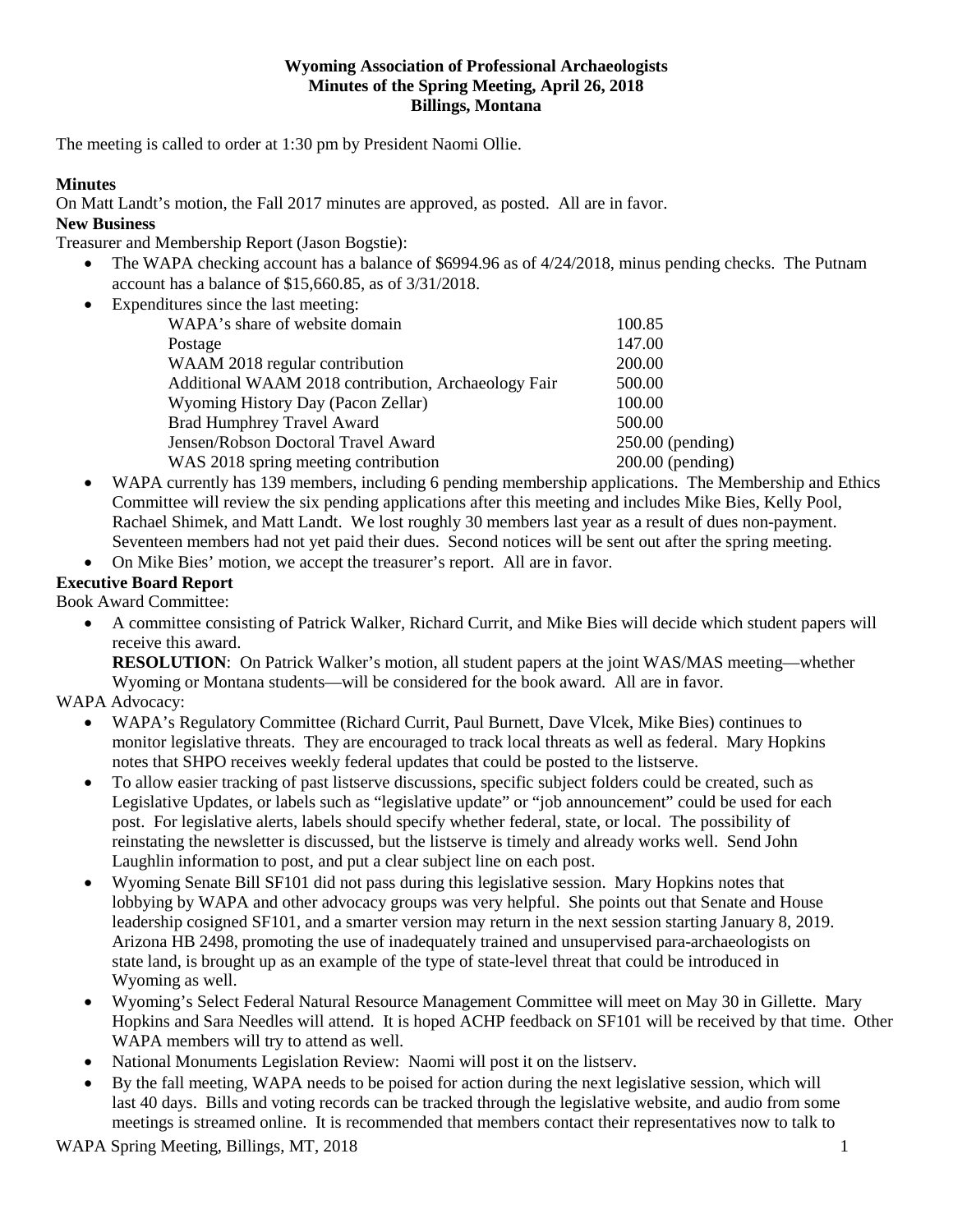**Wyoming Association of Professional Archaeologists**
**Minutes of the Spring Meeting, April 26, 2018**
**Billings, Montana**

The meeting is called to order at 1:30 pm by President Naomi Ollie.

**Minutes**

On Matt Landt's motion, the Fall 2017 minutes are approved, as posted. All are in favor.

**New Business**

Treasurer and Membership Report (Jason Bogstie):

- The WAPA checking account has a balance of $6994.96 as of 4/24/2018, minus pending checks. The Putnam account has a balance of $15,660.85, as of 3/31/2018.
- Expenditures since the last meeting:

| | |
|---|---|
| WAPA's share of website domain | 100.85 |
| Postage | 147.00 |
| WAAM 2018 regular contribution | 200.00 |
| Additional WAAM 2018 contribution, Archaeology Fair | 500.00 |
| Wyoming History Day (Pacon Zellar) | 100.00 |
| Brad Humphrey Travel Award | 500.00 |
| Jensen/Robson Doctoral Travel Award | 250.00 (pending) |
| WAS 2018 spring meeting contribution | 200.00 (pending) |

- WAPA currently has 139 members, including 6 pending membership applications. The Membership and Ethics Committee will review the six pending applications after this meeting and includes Mike Bies, Kelly Pool, Rachael Shimek, and Matt Landt. We lost roughly 30 members last year as a result of dues non-payment. Seventeen members had not yet paid their dues. Second notices will be sent out after the spring meeting.
- On Mike Bies' motion, we accept the treasurer's report. All are in favor.

**Executive Board Report**

Book Award Committee:

- A committee consisting of Patrick Walker, Richard Currit, and Mike Bies will decide which student papers will receive this award.

  **RESOLUTION**: On Patrick Walker's motion, all student papers at the joint WAS/MAS meeting—whether Wyoming or Montana students—will be considered for the book award. All are in favor.

WAPA Advocacy:

- WAPA's Regulatory Committee (Richard Currit, Paul Burnett, Dave Vlcek, Mike Bies) continues to monitor legislative threats. They are encouraged to track local threats as well as federal. Mary Hopkins notes that SHPO receives weekly federal updates that could be posted to the listserve.
- To allow easier tracking of past listserve discussions, specific subject folders could be created, such as Legislative Updates, or labels such as "legislative update" or "job announcement" could be used for each post. For legislative alerts, labels should specify whether federal, state, or local. The possibility of reinstating the newsletter is discussed, but the listserve is timely and already works well. Send John Laughlin information to post, and put a clear subject line on each post.
- Wyoming Senate Bill SF101 did not pass during this legislative session. Mary Hopkins notes that lobbying by WAPA and other advocacy groups was very helpful. She points out that Senate and House leadership cosigned SF101, and a smarter version may return in the next session starting January 8, 2019. Arizona HB 2498, promoting the use of inadequately trained and unsupervised para-archaeologists on state land, is brought up as an example of the type of state-level threat that could be introduced in Wyoming as well.
- Wyoming's Select Federal Natural Resource Management Committee will meet on May 30 in Gillette. Mary Hopkins and Sara Needles will attend. It is hoped ACHP feedback on SF101 will be received by that time. Other WAPA members will try to attend as well.
- National Monuments Legislation Review: Naomi will post it on the listserv.
- By the fall meeting, WAPA needs to be poised for action during the next legislative session, which will last 40 days. Bills and voting records can be tracked through the legislative website, and audio from some meetings is streamed online. It is recommended that members contact their representatives now to talk to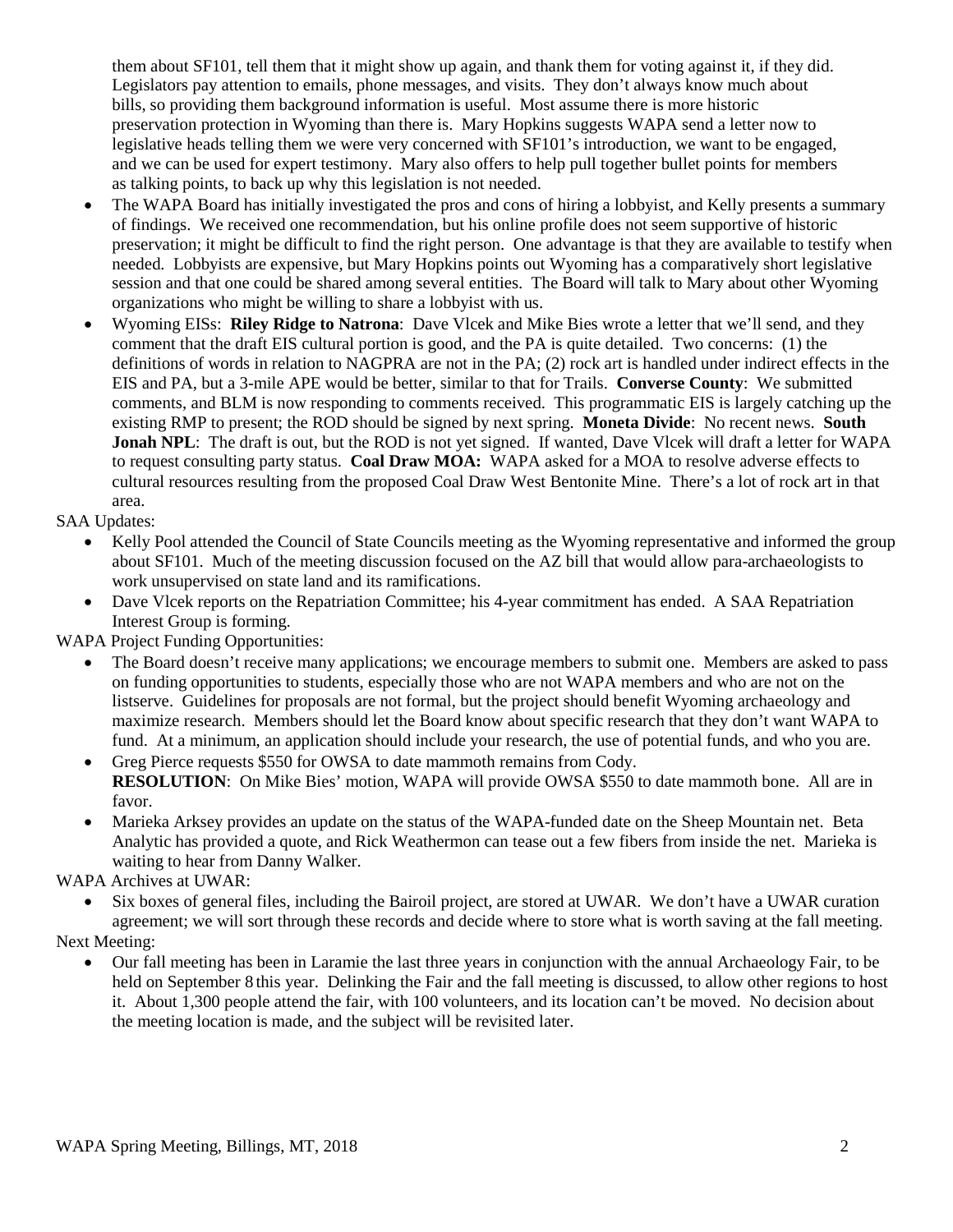them about SF101, tell them that it might show up again, and thank them for voting against it, if they did. Legislators pay attention to emails, phone messages, and visits. They don't always know much about bills, so providing them background information is useful. Most assume there is more historic preservation protection in Wyoming than there is. Mary Hopkins suggests WAPA send a letter now to legislative heads telling them we were very concerned with SF101's introduction, we want to be engaged, and we can be used for expert testimony. Mary also offers to help pull together bullet points for members as talking points, to back up why this legislation is not needed.

- The WAPA Board has initially investigated the pros and cons of hiring a lobbyist, and Kelly presents a summary of findings. We received one recommendation, but his online profile does not seem supportive of historic preservation; it might be difficult to find the right person. One advantage is that they are available to testify when needed. Lobbyists are expensive, but Mary Hopkins points out Wyoming has a comparatively short legislative session and that one could be shared among several entities. The Board will talk to Mary about other Wyoming organizations who might be willing to share a lobbyist with us.
- Wyoming EISs: **Riley Ridge to Natrona**: Dave Vlcek and Mike Bies wrote a letter that we'll send, and they comment that the draft EIS cultural portion is good, and the PA is quite detailed. Two concerns: (1) the definitions of words in relation to NAGPRA are not in the PA; (2) rock art is handled under indirect effects in the EIS and PA, but a 3-mile APE would be better, similar to that for Trails. **Converse County**: We submitted comments, and BLM is now responding to comments received. This programmatic EIS is largely catching up the existing RMP to present; the ROD should be signed by next spring. **Moneta Divide**: No recent news. **South Jonah NPL**: The draft is out, but the ROD is not yet signed. If wanted, Dave Vlcek will draft a letter for WAPA to request consulting party status. **Coal Draw MOA:** WAPA asked for a MOA to resolve adverse effects to cultural resources resulting from the proposed Coal Draw West Bentonite Mine. There's a lot of rock art in that area.

SAA Updates:

- Kelly Pool attended the Council of State Councils meeting as the Wyoming representative and informed the group about SF101. Much of the meeting discussion focused on the AZ bill that would allow para-archaeologists to work unsupervised on state land and its ramifications.
- Dave Vlcek reports on the Repatriation Committee; his 4-year commitment has ended. A SAA Repatriation Interest Group is forming.

WAPA Project Funding Opportunities:

- The Board doesn't receive many applications; we encourage members to submit one. Members are asked to pass on funding opportunities to students, especially those who are not WAPA members and who are not on the listserve. Guidelines for proposals are not formal, but the project should benefit Wyoming archaeology and maximize research. Members should let the Board know about specific research that they don't want WAPA to fund. At a minimum, an application should include your research, the use of potential funds, and who you are.
- Greg Pierce requests $550 for OWSA to date mammoth remains from Cody.
  **RESOLUTION**: On Mike Bies' motion, WAPA will provide OWSA $550 to date mammoth bone. All are in favor.
- Marieka Arksey provides an update on the status of the WAPA-funded date on the Sheep Mountain net. Beta Analytic has provided a quote, and Rick Weathermon can tease out a few fibers from inside the net. Marieka is waiting to hear from Danny Walker.

WAPA Archives at UWAR:

- Six boxes of general files, including the Bairoil project, are stored at UWAR. We don't have a UWAR curation agreement; we will sort through these records and decide where to store what is worth saving at the fall meeting.

Next Meeting:

- Our fall meeting has been in Laramie the last three years in conjunction with the annual Archaeology Fair, to be held on September 8 this year. Delinking the Fair and the fall meeting is discussed, to allow other regions to host it. About 1,300 people attend the fair, with 100 volunteers, and its location can't be moved. No decision about the meeting location is made, and the subject will be revisited later.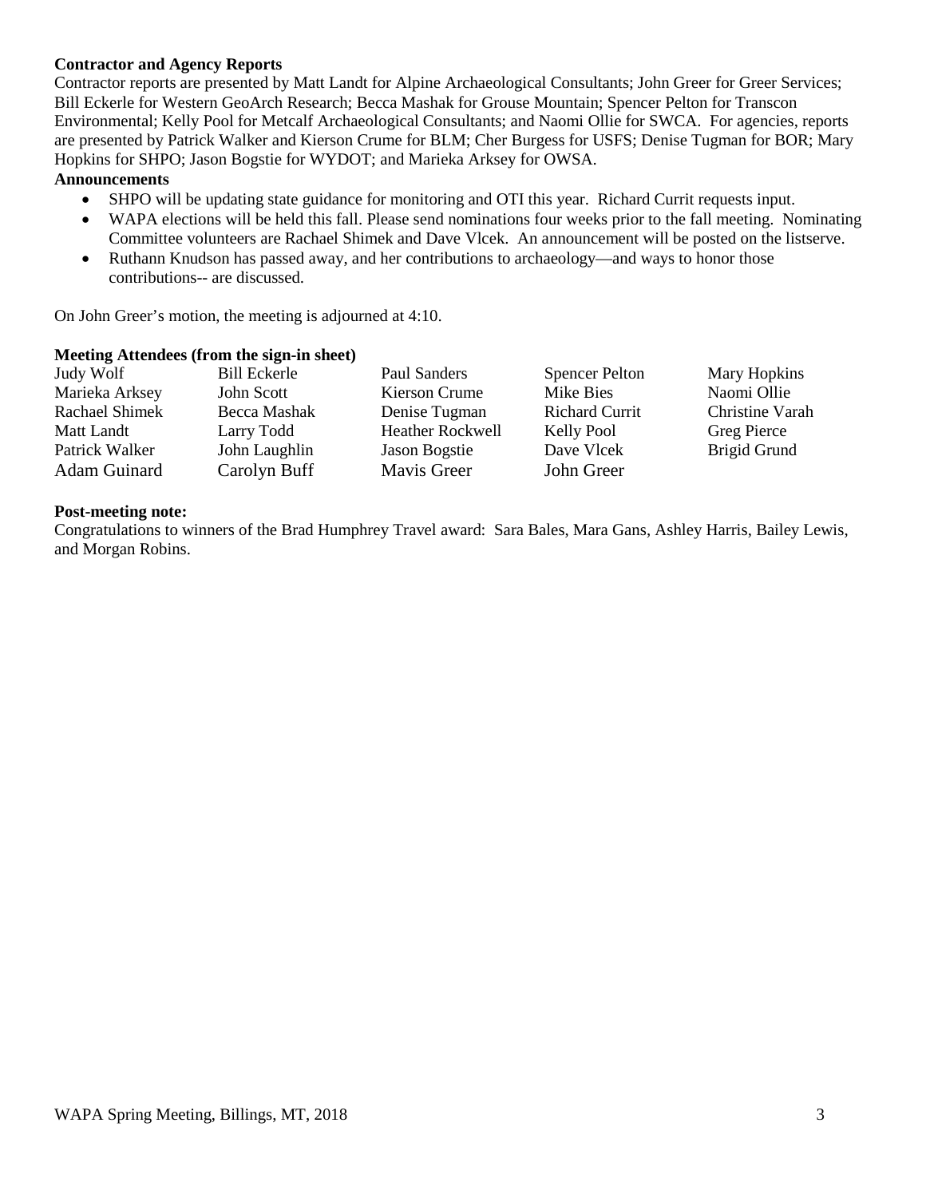**Contractor and Agency Reports**

Contractor reports are presented by Matt Landt for Alpine Archaeological Consultants; John Greer for Greer Services; Bill Eckerle for Western GeoArch Research; Becca Mashak for Grouse Mountain; Spencer Pelton for Transcon Environmental; Kelly Pool for Metcalf Archaeological Consultants; and Naomi Ollie for SWCA. For agencies, reports are presented by Patrick Walker and Kierson Crume for BLM; Cher Burgess for USFS; Denise Tugman for BOR; Mary Hopkins for SHPO; Jason Bogstie for WYDOT; and Marieka Arksey for OWSA.

**Announcements**

- SHPO will be updating state guidance for monitoring and OTI this year. Richard Currit requests input.
- WAPA elections will be held this fall. Please send nominations four weeks prior to the fall meeting. Nominating Committee volunteers are Rachael Shimek and Dave Vlcek. An announcement will be posted on the listserve.
- Ruthann Knudson has passed away, and her contributions to archaeology—and ways to honor those contributions-- are discussed.

On John Greer's motion, the meeting is adjourned at 4:10.

**Meeting Attendees (from the sign-in sheet)**

| | | | | |
|---|---|---|---|---|
| Judy Wolf | Bill Eckerle | Paul Sanders | Spencer Pelton | Mary Hopkins |
| Marieka Arksey | John Scott | Kierson Crume | Mike Bies | Naomi Ollie |
| Rachael Shimek | Becca Mashak | Denise Tugman | Richard Currit | Christine Varah |
| Matt Landt | Larry Todd | Heather Rockwell | Kelly Pool | Greg Pierce |
| Patrick Walker | John Laughlin | Jason Bogstie | Dave Vlcek | Brigid Grund |
| Adam Guinard | Carolyn Buff | Mavis Greer | John Greer | |

**Post-meeting note:**

Congratulations to winners of the Brad Humphrey Travel award: Sara Bales, Mara Gans, Ashley Harris, Bailey Lewis, and Morgan Robins.